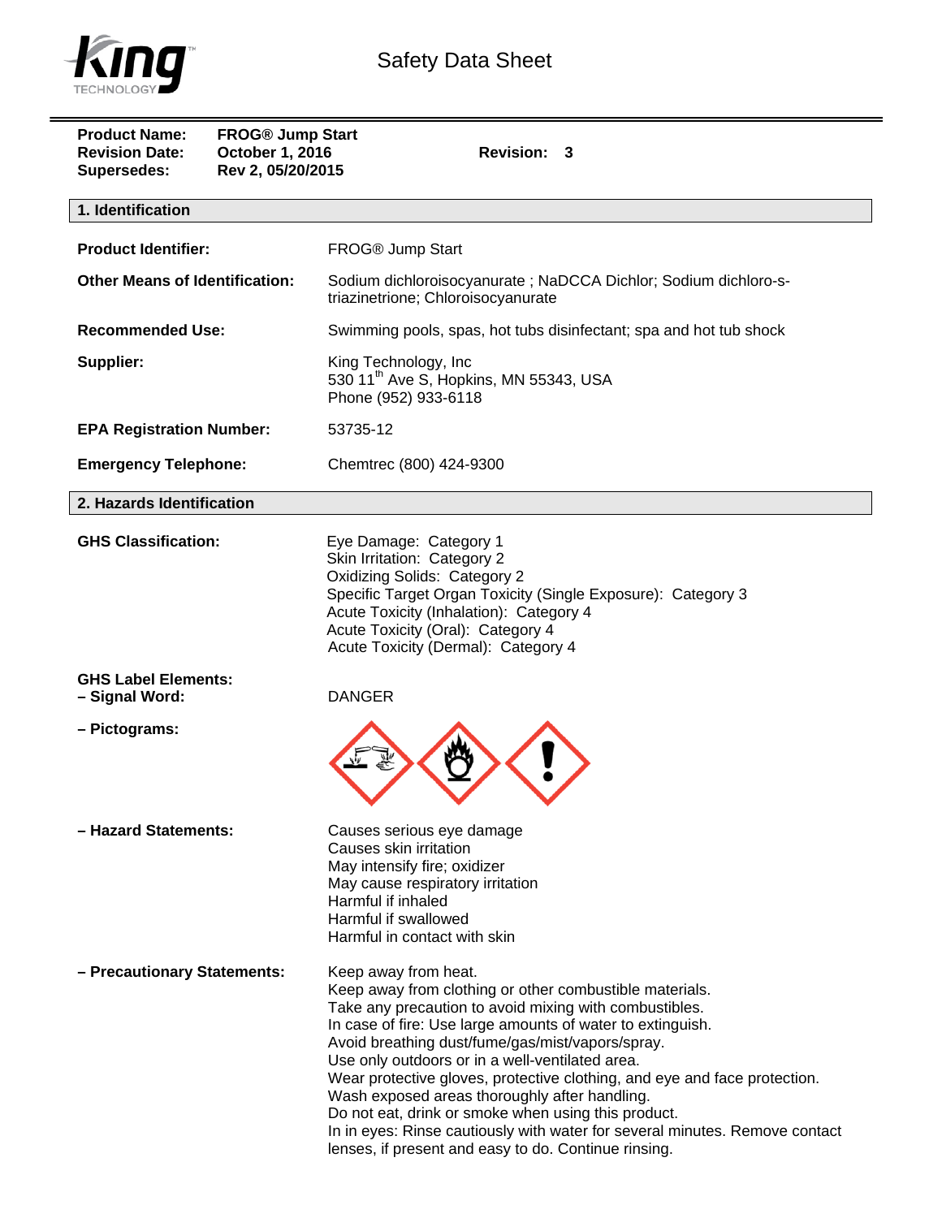# Safety Data Sheet

**Product Name:** FROG® Jump Start
**Revision Date:** October 1, 2016 **Revision: 3**
**Supersedes:** Rev 2, 05/20/2015

## 1. Identification

| | |
|---|---|
| **Product Identifier:** | FROG® Jump Start |
| **Other Means of Identification:** | Sodium dichloroisocyanurate ; NaDCCA Dichlor; Sodium dichloro-s-triazinetrione; Chloroisocyanurate |
| **Recommended Use:** | Swimming pools, spas, hot tubs disinfectant; spa and hot tub shock |
| **Supplier:** | King Technology, Inc<br>530 11th Ave S, Hopkins, MN 55343, USA<br>Phone (952) 933-6118 |
| **EPA Registration Number:** | 53735-12 |
| **Emergency Telephone:** | Chemtrec (800) 424-9300 |

## 2. Hazards Identification

**GHS Classification:**

Eye Damage: Category 1
Skin Irritation: Category 2
Oxidizing Solids: Category 2
Specific Target Organ Toxicity (Single Exposure): Category 3
Acute Toxicity (Inhalation): Category 4
Acute Toxicity (Oral): Category 4
Acute Toxicity (Dermal): Category 4

**GHS Label Elements:**

**– Signal Word:** DANGER

**– Pictograms:**

**– Hazard Statements:**

Causes serious eye damage
Causes skin irritation
May intensify fire; oxidizer
May cause respiratory irritation
Harmful if inhaled
Harmful if swallowed
Harmful in contact with skin

**– Precautionary Statements:**

Keep away from heat.
Keep away from clothing or other combustible materials.
Take any precaution to avoid mixing with combustibles.
In case of fire: Use large amounts of water to extinguish.
Avoid breathing dust/fume/gas/mist/vapors/spray.
Use only outdoors or in a well-ventilated area.
Wear protective gloves, protective clothing, and eye and face protection.
Wash exposed areas thoroughly after handling.
Do not eat, drink or smoke when using this product.
In in eyes: Rinse cautiously with water for several minutes. Remove contact lenses, if present and easy to do. Continue rinsing.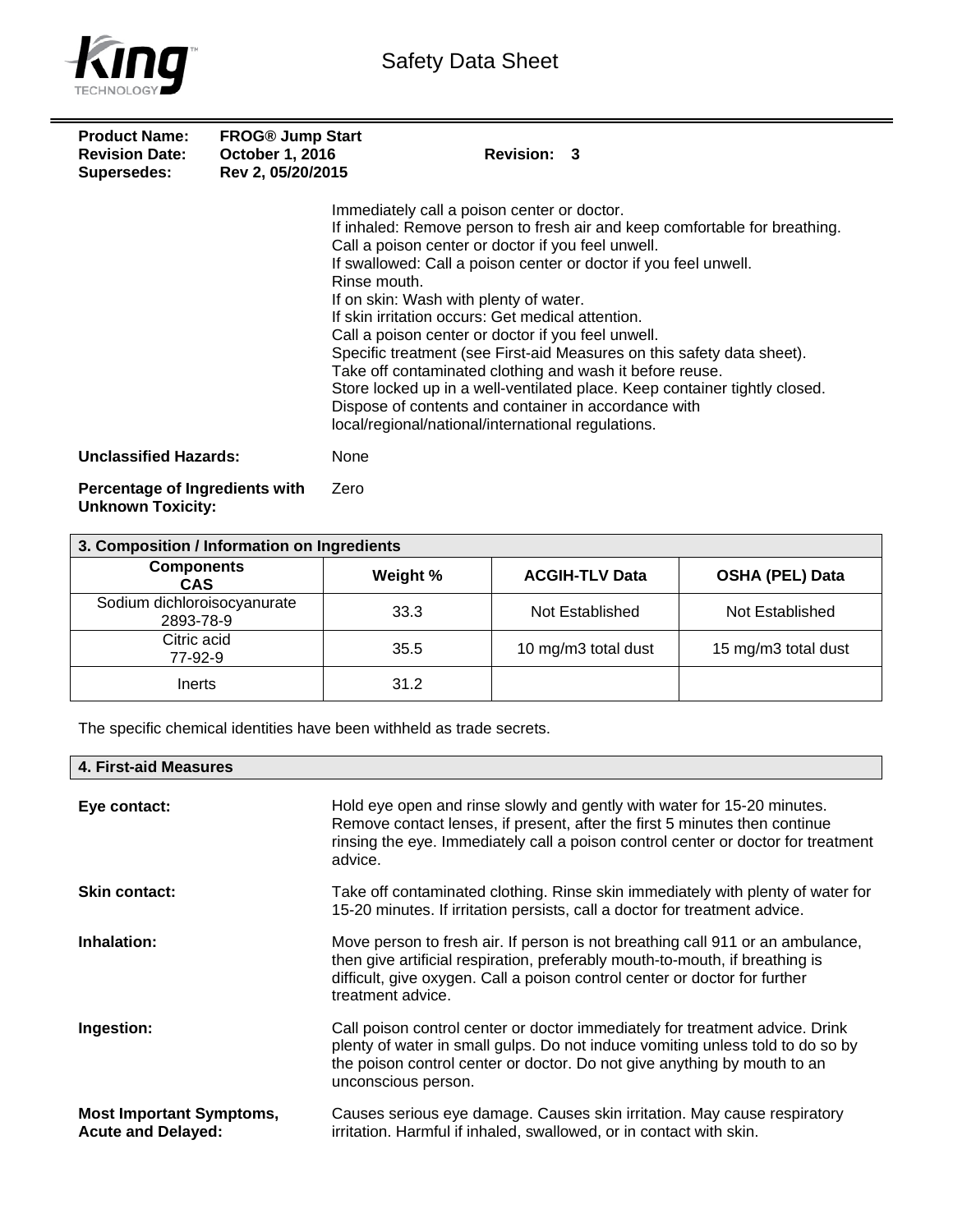Immediately call a poison center or doctor.
If inhaled: Remove person to fresh air and keep comfortable for breathing.
Call a poison center or doctor if you feel unwell.
If swallowed: Call a poison center or doctor if you feel unwell.
Rinse mouth.
If on skin: Wash with plenty of water.
If skin irritation occurs: Get medical attention.
Call a poison center or doctor if you feel unwell.
Specific treatment (see First-aid Measures on this safety data sheet).
Take off contaminated clothing and wash it before reuse.
Store locked up in a well-ventilated place. Keep container tightly closed.
Dispose of contents and container in accordance with local/regional/national/international regulations.

**Unclassified Hazards:** None

**Percentage of Ingredients with Unknown Toxicity:** Zero

## 3. Composition / Information on Ingredients

| Components CAS | Weight % | ACGIH-TLV Data | OSHA (PEL) Data |
|---|---|---|---|
| Sodium dichloroisocyanurate 2893-78-9 | 33.3 | Not Established | Not Established |
| Citric acid 77-92-9 | 35.5 | 10 mg/m3 total dust | 15 mg/m3 total dust |
| Inerts | 31.2 | | |

The specific chemical identities have been withheld as trade secrets.

## 4. First-aid Measures

**Eye contact:** Hold eye open and rinse slowly and gently with water for 15-20 minutes. Remove contact lenses, if present, after the first 5 minutes then continue rinsing the eye. Immediately call a poison control center or doctor for treatment advice.

**Skin contact:** Take off contaminated clothing. Rinse skin immediately with plenty of water for 15-20 minutes. If irritation persists, call a doctor for treatment advice.

**Inhalation:** Move person to fresh air. If person is not breathing call 911 or an ambulance, then give artificial respiration, preferably mouth-to-mouth, if breathing is difficult, give oxygen. Call a poison control center or doctor for further treatment advice.

**Ingestion:** Call poison control center or doctor immediately for treatment advice. Drink plenty of water in small gulps. Do not induce vomiting unless told to do so by the poison control center or doctor. Do not give anything by mouth to an unconscious person.

**Most Important Symptoms, Acute and Delayed:** Causes serious eye damage. Causes skin irritation. May cause respiratory irritation. Harmful if inhaled, swallowed, or in contact with skin.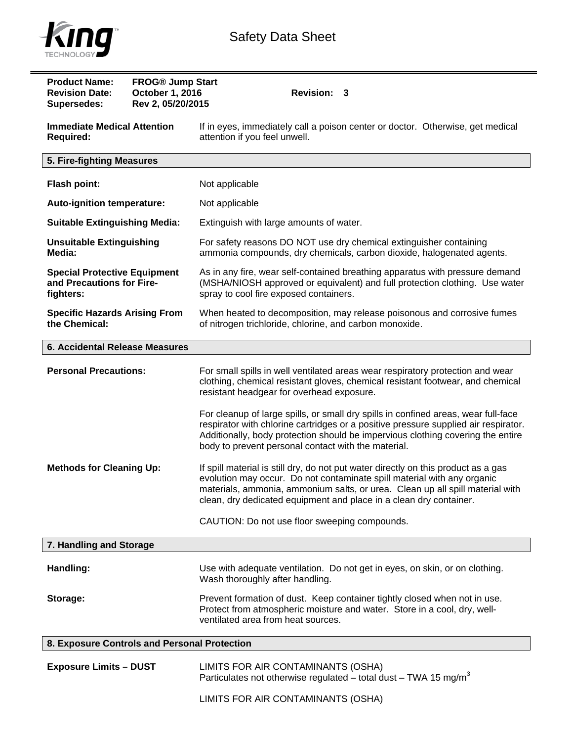**Product Name:** FROG® Jump Start
**Revision Date:** October 1, 2016 **Revision:** 3
**Supersedes:** Rev 2, 05/20/2015

**Immediate Medical Attention Required:** If in eyes, immediately call a poison center or doctor. Otherwise, get medical attention if you feel unwell.

## 5. Fire-fighting Measures

**Flash point:** Not applicable

**Auto-ignition temperature:** Not applicable

**Suitable Extinguishing Media:** Extinguish with large amounts of water.

**Unsuitable Extinguishing Media:** For safety reasons DO NOT use dry chemical extinguisher containing ammonia compounds, dry chemicals, carbon dioxide, halogenated agents.

**Special Protective Equipment and Precautions for Fire-fighters:** As in any fire, wear self-contained breathing apparatus with pressure demand (MSHA/NIOSH approved or equivalent) and full protection clothing. Use water spray to cool fire exposed containers.

**Specific Hazards Arising From the Chemical:** When heated to decomposition, may release poisonous and corrosive fumes of nitrogen trichloride, chlorine, and carbon monoxide.

## 6. Accidental Release Measures

**Personal Precautions:** For small spills in well ventilated areas wear respiratory protection and wear clothing, chemical resistant gloves, chemical resistant footwear, and chemical resistant headgear for overhead exposure.

For cleanup of large spills, or small dry spills in confined areas, wear full-face respirator with chlorine cartridges or a positive pressure supplied air respirator. Additionally, body protection should be impervious clothing covering the entire body to prevent personal contact with the material.

**Methods for Cleaning Up:** If spill material is still dry, do not put water directly on this product as a gas evolution may occur. Do not contaminate spill material with any organic materials, ammonia, ammonium salts, or urea. Clean up all spill material with clean, dry dedicated equipment and place in a clean dry container.

CAUTION: Do not use floor sweeping compounds.

## 7. Handling and Storage

**Handling:** Use with adequate ventilation. Do not get in eyes, on skin, or on clothing. Wash thoroughly after handling.

**Storage:** Prevent formation of dust. Keep container tightly closed when not in use. Protect from atmospheric moisture and water. Store in a cool, dry, well-ventilated area from heat sources.

## 8. Exposure Controls and Personal Protection

**Exposure Limits – DUST** LIMITS FOR AIR CONTAMINANTS (OSHA)
Particulates not otherwise regulated – total dust – TWA 15 $mg/m^3$

LIMITS FOR AIR CONTAMINANTS (OSHA)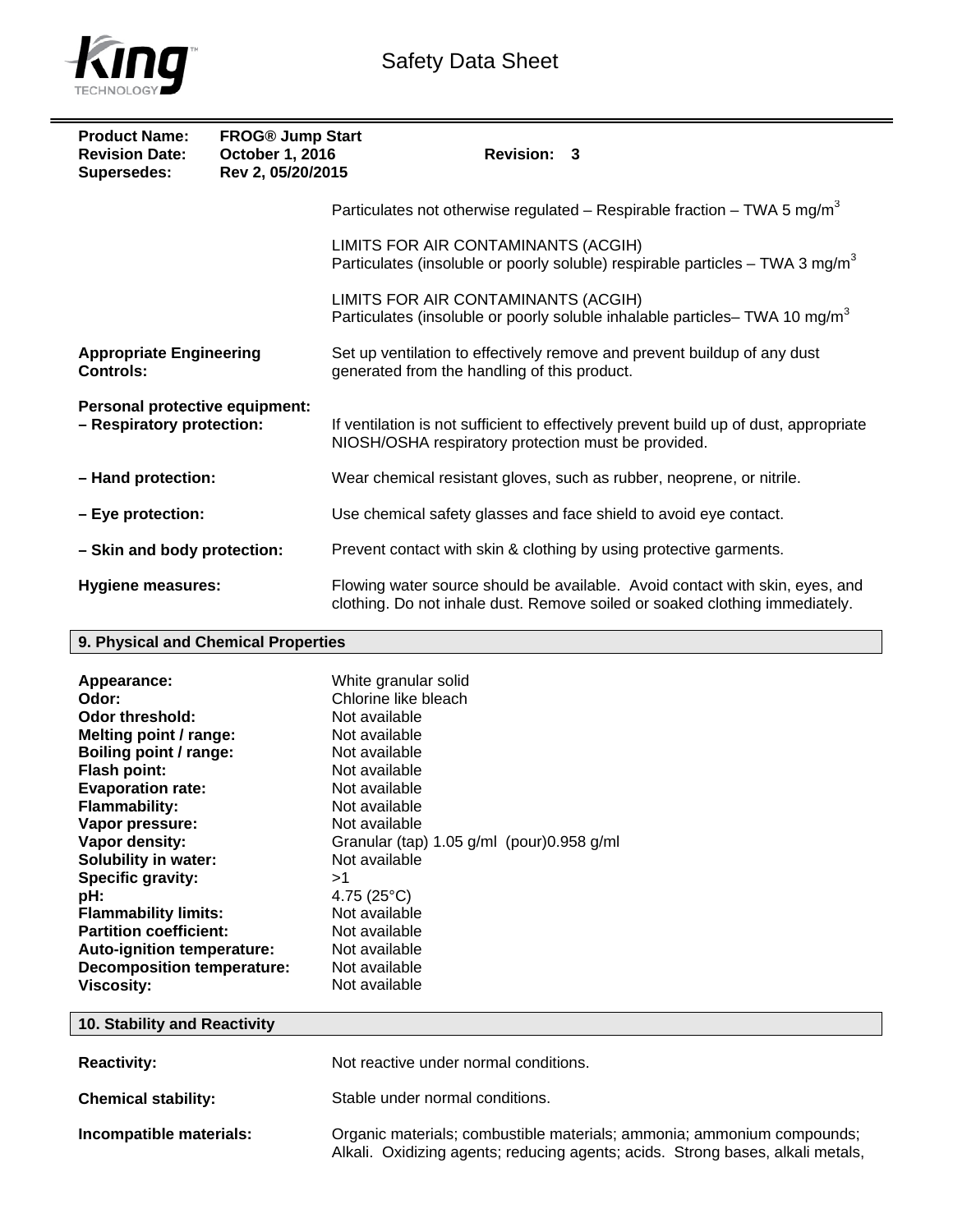**Product Name:** FROG® Jump Start
**Revision Date:** October 1, 2016 **Revision:** 3
**Supersedes:** Rev 2, 05/20/2015

Particulates not otherwise regulated – Respirable fraction – TWA 5 $mg/m^3$

LIMITS FOR AIR CONTAMINANTS (ACGIH)
Particulates (insoluble or poorly soluble) respirable particles – TWA 3 $mg/m^3$

LIMITS FOR AIR CONTAMINANTS (ACGIH)
Particulates (insoluble or poorly soluble inhalable particles– TWA 10 $mg/m^3$

**Appropriate Engineering Controls:** Set up ventilation to effectively remove and prevent buildup of any dust generated from the handling of this product.

**Personal protective equipment:**

**– Respiratory protection:** If ventilation is not sufficient to effectively prevent build up of dust, appropriate NIOSH/OSHA respiratory protection must be provided.

**– Hand protection:** Wear chemical resistant gloves, such as rubber, neoprene, or nitrile.

**– Eye protection:** Use chemical safety glasses and face shield to avoid eye contact.

**– Skin and body protection:** Prevent contact with skin & clothing by using protective garments.

**Hygiene measures:** Flowing water source should be available. Avoid contact with skin, eyes, and clothing. Do not inhale dust. Remove soiled or soaked clothing immediately.

## 9. Physical and Chemical Properties

| | |
|---|---|
| **Appearance:** | White granular solid |
| **Odor:** | Chlorine like bleach |
| **Odor threshold:** | Not available |
| **Melting point / range:** | Not available |
| **Boiling point / range:** | Not available |
| **Flash point:** | Not available |
| **Evaporation rate:** | Not available |
| **Flammability:** | Not available |
| **Vapor pressure:** | Not available |
| **Vapor density:** | Granular (tap) 1.05 g/ml (pour)0.958 g/ml |
| **Solubility in water:** | Not available |
| **Specific gravity:** | >1 |
| **pH:** | 4.75 (25°C) |
| **Flammability limits:** | Not available |
| **Partition coefficient:** | Not available |
| **Auto-ignition temperature:** | Not available |
| **Decomposition temperature:** | Not available |
| **Viscosity:** | Not available |

## 10. Stability and Reactivity

**Reactivity:** Not reactive under normal conditions.

**Chemical stability:** Stable under normal conditions.

**Incompatible materials:** Organic materials; combustible materials; ammonia; ammonium compounds; Alkali. Oxidizing agents; reducing agents; acids. Strong bases, alkali metals,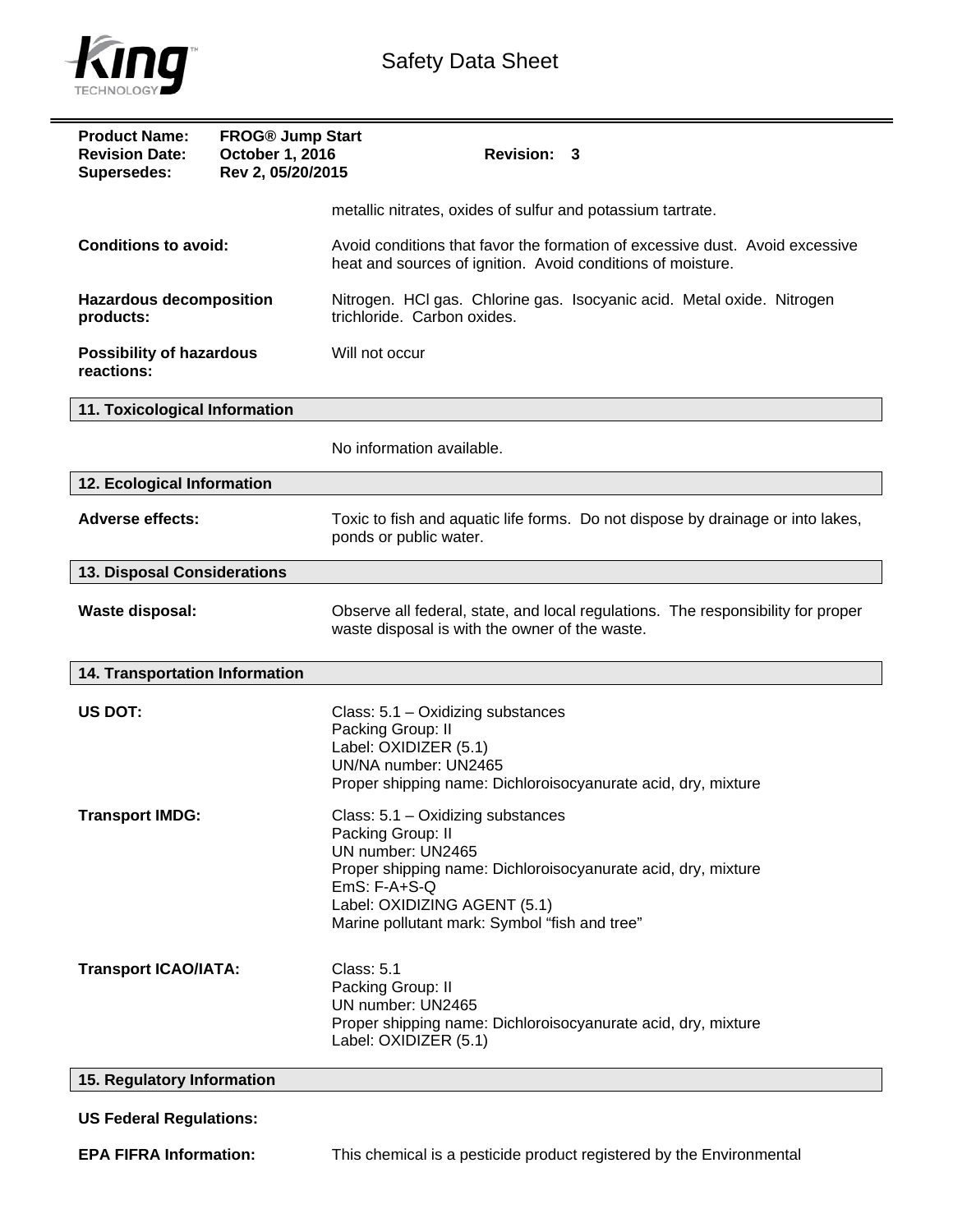metallic nitrates, oxides of sulfur and potassium tartrate.

**Conditions to avoid:** Avoid conditions that favor the formation of excessive dust. Avoid excessive heat and sources of ignition. Avoid conditions of moisture.

**Hazardous decomposition products:** Nitrogen. HCl gas. Chlorine gas. Isocyanic acid. Metal oxide. Nitrogen trichloride. Carbon oxides.

**Possibility of hazardous reactions:** Will not occur

## 11. Toxicological Information

No information available.

## 12. Ecological Information

**Adverse effects:** Toxic to fish and aquatic life forms. Do not dispose by drainage or into lakes, ponds or public water.

## 13. Disposal Considerations

**Waste disposal:** Observe all federal, state, and local regulations. The responsibility for proper waste disposal is with the owner of the waste.

## 14. Transportation Information

**US DOT:**
Class: 5.1 – Oxidizing substances
Packing Group: II
Label: OXIDIZER (5.1)
UN/NA number: UN2465
Proper shipping name: Dichloroisocyanurate acid, dry, mixture

**Transport IMDG:**
Class: 5.1 – Oxidizing substances
Packing Group: II
UN number: UN2465
Proper shipping name: Dichloroisocyanurate acid, dry, mixture
EmS: F-A+S-Q
Label: OXIDIZING AGENT (5.1)
Marine pollutant mark: Symbol "fish and tree"

**Transport ICAO/IATA:**
Class: 5.1
Packing Group: II
UN number: UN2465
Proper shipping name: Dichloroisocyanurate acid, dry, mixture
Label: OXIDIZER (5.1)

## 15. Regulatory Information

**US Federal Regulations:**

**EPA FIFRA Information:** This chemical is a pesticide product registered by the Environmental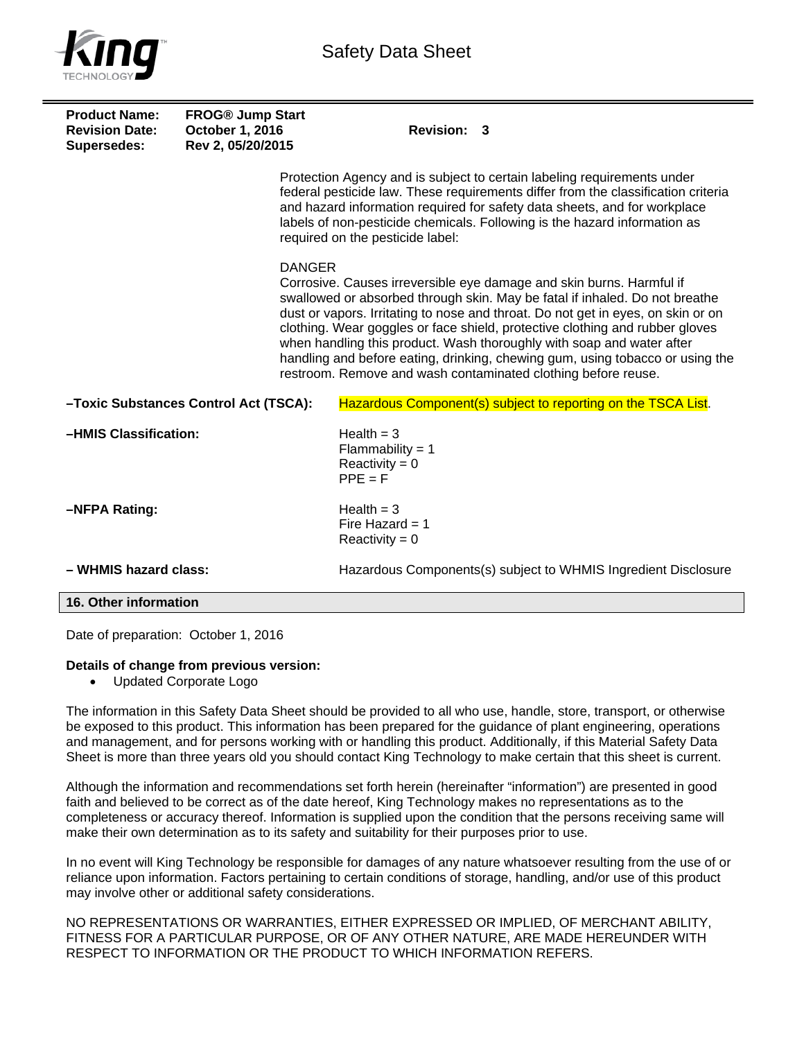Protection Agency and is subject to certain labeling requirements under federal pesticide law. These requirements differ from the classification criteria and hazard information required for safety data sheets, and for workplace labels of non-pesticide chemicals. Following is the hazard information as required on the pesticide label:

DANGER
Corrosive. Causes irreversible eye damage and skin burns. Harmful if swallowed or absorbed through skin. May be fatal if inhaled. Do not breathe dust or vapors. Irritating to nose and throat. Do not get in eyes, on skin or on clothing. Wear goggles or face shield, protective clothing and rubber gloves when handling this product. Wash thoroughly with soap and water after handling and before eating, drinking, chewing gum, using tobacco or using the restroom. Remove and wash contaminated clothing before reuse.

**–Toxic Substances Control Act (TSCA):** Hazardous Component(s) subject to reporting on the TSCA List.

**–HMIS Classification:**
Health = 3
Flammability = 1
Reactivity = 0
PPE = F

**–NFPA Rating:**
Health = 3
Fire Hazard = 1
Reactivity = 0

**– WHMIS hazard class:** Hazardous Components(s) subject to WHMIS Ingredient Disclosure

## 16. Other information

Date of preparation: October 1, 2016

**Details of change from previous version:**

- Updated Corporate Logo

The information in this Safety Data Sheet should be provided to all who use, handle, store, transport, or otherwise be exposed to this product. This information has been prepared for the guidance of plant engineering, operations and management, and for persons working with or handling this product. Additionally, if this Material Safety Data Sheet is more than three years old you should contact King Technology to make certain that this sheet is current.

Although the information and recommendations set forth herein (hereinafter "information") are presented in good faith and believed to be correct as of the date hereof, King Technology makes no representations as to the completeness or accuracy thereof. Information is supplied upon the condition that the persons receiving same will make their own determination as to its safety and suitability for their purposes prior to use.

In no event will King Technology be responsible for damages of any nature whatsoever resulting from the use of or reliance upon information. Factors pertaining to certain conditions of storage, handling, and/or use of this product may involve other or additional safety considerations.

NO REPRESENTATIONS OR WARRANTIES, EITHER EXPRESSED OR IMPLIED, OF MERCHANT ABILITY, FITNESS FOR A PARTICULAR PURPOSE, OR OF ANY OTHER NATURE, ARE MADE HEREUNDER WITH RESPECT TO INFORMATION OR THE PRODUCT TO WHICH INFORMATION REFERS.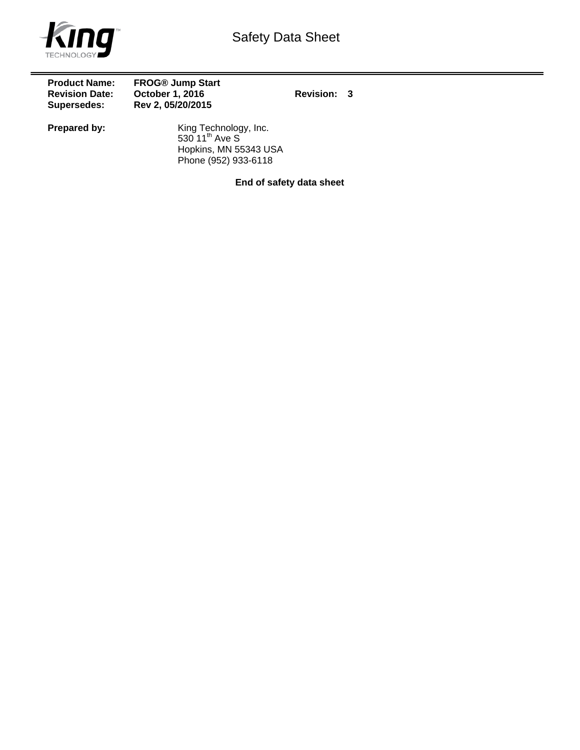**Product Name:** **FROG® Jump Start**
**Revision Date:** **October 1, 2016** **Revision: 3**
**Supersedes:** **Rev 2, 05/20/2015**

**Prepared by:**

King Technology, Inc.
530 11th Ave S
Hopkins, MN 55343 USA
Phone (952) 933-6118

**End of safety data sheet**